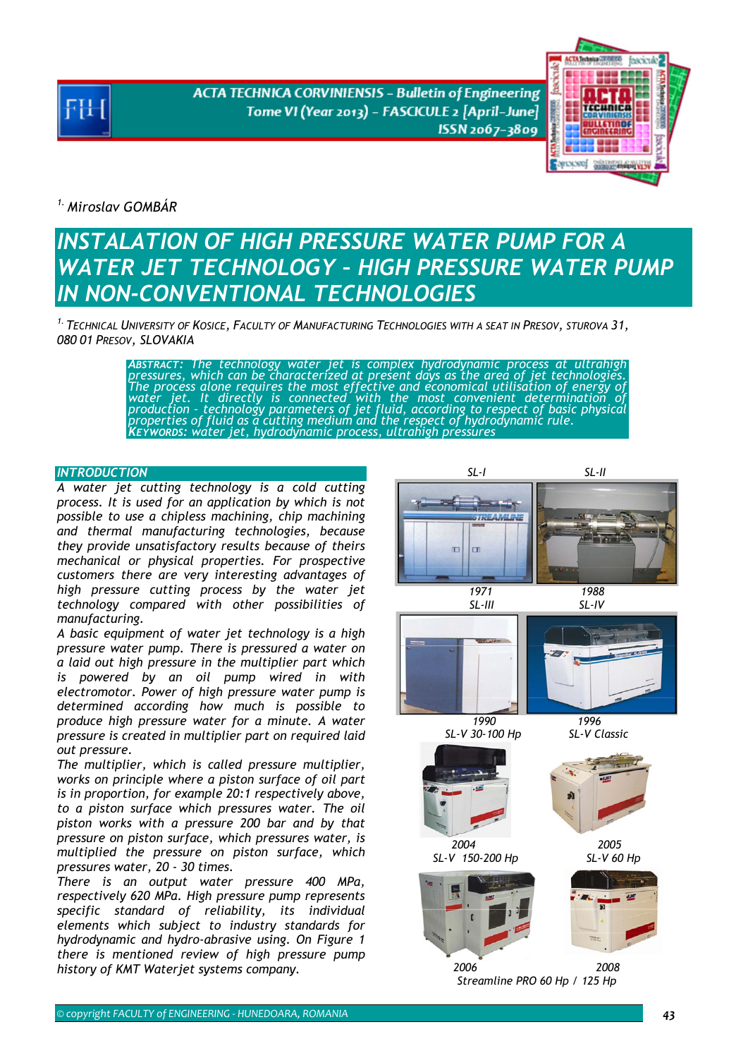[1.] Miroslav GOMBÁR

# INSTALATION OF HIGH PRESSURE WATER PUMP FOR A WATER JET TECHNOLOGY – HIGH PRESSURE WATER PUMP IN NON-CONVENTIONAL TECHNOLOGIES

[1.] TECHNICAL UNIVERSITY OF KOSICE, FACULTY OF MANUFACTURING TECHNOLOGIES WITH A SEAT IN PRESOV, STUROVA 31, 080 01 PRESOV, SLOVAKIA

**ABSTRACT:** *The technology water jet is complex hydrodynamic process at ultrahigh pressures, which can be characterized at present days as the area of jet technologies. The process alone requires the most effective and economical utilisation of energy of water jet. It directly is connected with the most convenient determination of production - technology parameters of jet fluid, according to respect of basic physical properties of fluid as a cutting medium and the respect of hydrodynamic rule.*

**KEYWORDS:** *water jet, hydrodynamic process, ultrahigh pressures*

## INTRODUCTION

*A water jet cutting technology is a cold cutting process. It is used for an application by which is not possible to use a chipless machining, chip machining and thermal manufacturing technologies, because they provide unsatisfactory results because of theirs mechanical or physical properties. For prospective customers there are very interesting advantages of high pressure cutting process by the water jet technology compared with other possibilities of manufacturing.*

*A basic equipment of water jet technology is a high pressure water pump. There is pressured a water on a laid out high pressure in the multiplier part which is powered by an oil pump wired in with electromotor. Power of high pressure water pump is determined according how much is possible to produce high pressure water for a minute. A water pressure is created in multiplier part on required laid out pressure.*

*The multiplier, which is called pressure multiplier, works on principle where a piston surface of oil part is in proportion, for example 20:1 respectively above, to a piston surface which pressures water. The oil piston works with a pressure 200 bar and by that pressure on piston surface, which pressures water, is multiplied the pressure on piston surface, which pressures water, 20 - 30 times.*

*There is an output water pressure 400 MPa, respectively 620 MPa. High pressure pump represents specific standard of reliability, its individual elements which subject to industry standards for hydrodynamic and hydro-abrasive using. On Figure 1 there is mentioned review of high pressure pump history of KMT Waterjet systems company.*

SL-I 1971 | SL-II 1988

SL-III 1990 | SL-IV 1996

SL-V 30-100 Hp 2004 | SL-V Classic 2005

SL-V 150-200 Hp 2006 | SL-V 60 Hp 2008

Streamline PRO 60 Hp / 125 Hp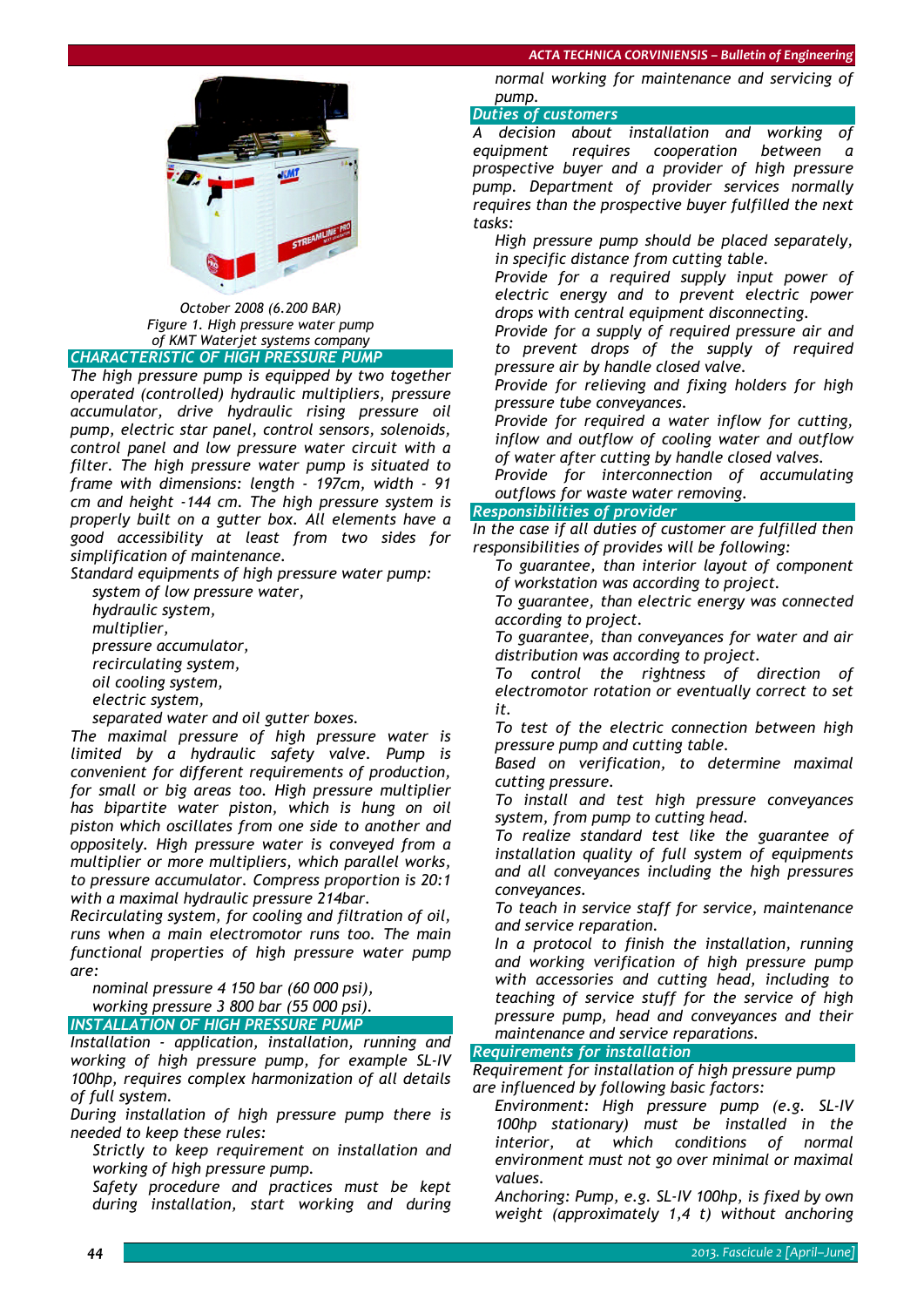October 2008 (6.200 BAR)
Figure 1. High pressure water pump
of KMT Waterjet systems company

## CHARACTERISTIC OF HIGH PRESSURE PUMP

The high pressure pump is equipped by two together operated (controlled) hydraulic multipliers, pressure accumulator, drive hydraulic rising pressure oil pump, electric star panel, control sensors, solenoids, control panel and low pressure water circuit with a filter. The high pressure pump is situated to frame with dimensions: length - 197cm, width - 91 cm and height -144 cm. The high pressure system is properly built on a gutter box. All elements have a good accessibility at least from two sides for simplification of maintenance.

Standard equipments of high pressure water pump:

- system of low pressure water,
- hydraulic system,
- multiplier,
- pressure accumulator,
- recirculating system,
- oil cooling system,
- electric system,
- separated water and oil gutter boxes.

The maximal pressure of high pressure water is limited by a hydraulic safety valve. Pump is convenient for different requirements of production, for small or big areas too. High pressure multiplier has bipartite water piston, which is hung on oil piston which oscillates from one side to another and oppositely. High pressure water is conveyed from a multiplier or more multipliers, which parallel works, to pressure accumulator. Compress proportion is 20:1 with a maximal hydraulic pressure 214bar.

Recirculating system, for cooling and filtration of oil, runs when a main electromotor runs too. The main functional properties of high pressure water pump are:

- nominal pressure 4 150 bar (60 000 psi),
- working pressure 3 800 bar (55 000 psi).

## INSTALLATION OF HIGH PRESSURE PUMP

Installation - application, installation, running and working of high pressure pump, for example SL-IV 100hp, requires complex harmonization of all details of full system.

During installation of high pressure pump there is needed to keep these rules:

- Strictly to keep requirement on installation and working of high pressure pump.
- Safety procedure and practices must be kept during installation, start working and during normal working for maintenance and servicing of pump.

### Duties of customers

A decision about installation and working of equipment requires cooperation between a prospective buyer and a provider of high pressure pump. Department of provider services normally requires than the prospective buyer fulfilled the next tasks:

- High pressure pump should be placed separately, in specific distance from cutting table.
- Provide for a required supply input power of electric energy and to prevent electric power drops with central equipment disconnecting.
- Provide for a supply of required pressure air and to prevent drops of the supply of required pressure air by handle closed valve.
- Provide for relieving and fixing holders for high pressure tube conveyances.
- Provide for required a water inflow for cutting, inflow and outflow of cooling water and outflow of water after cutting by handle closed valves.
- Provide for interconnection of accumulating outflows for waste water removing.

### Responsibilities of provider

In the case if all duties of customer are fulfilled then responsibilities of provides will be following:

- To guarantee, than interior layout of component of workstation was according to project.
- To guarantee, than electric energy was connected according to project.
- To guarantee, than conveyances for water and air distribution was according to project.
- To control the rightness of direction of electromotor rotation or eventually correct to set it.
- To test of the electric connection between high pressure pump and cutting table.
- Based on verification, to determine maximal cutting pressure.
- To install and test high pressure conveyances system, from pump to cutting head.
- To realize standard test like the guarantee of installation quality of full system of equipments and all conveyances including the high pressures conveyances.
- To teach in service staff for service, maintenance and service reparation.
- In a protocol to finish the installation, running and working verification of high pressure pump with accessories and cutting head, including to teaching of service stuff for the service of high pressure pump, head and conveyances and their maintenance and service reparations.

### Requirements for installation

Requirement for installation of high pressure pump are influenced by following basic factors:

- Environment: High pressure pump (e.g. SL-IV 100hp stationary) must be installed in the interior, at which conditions of normal environment must not go over minimal or maximal values.
- Anchoring: Pump, e.g. SL-IV 100hp, is fixed by own weight (approximately 1,4 t) without anchoring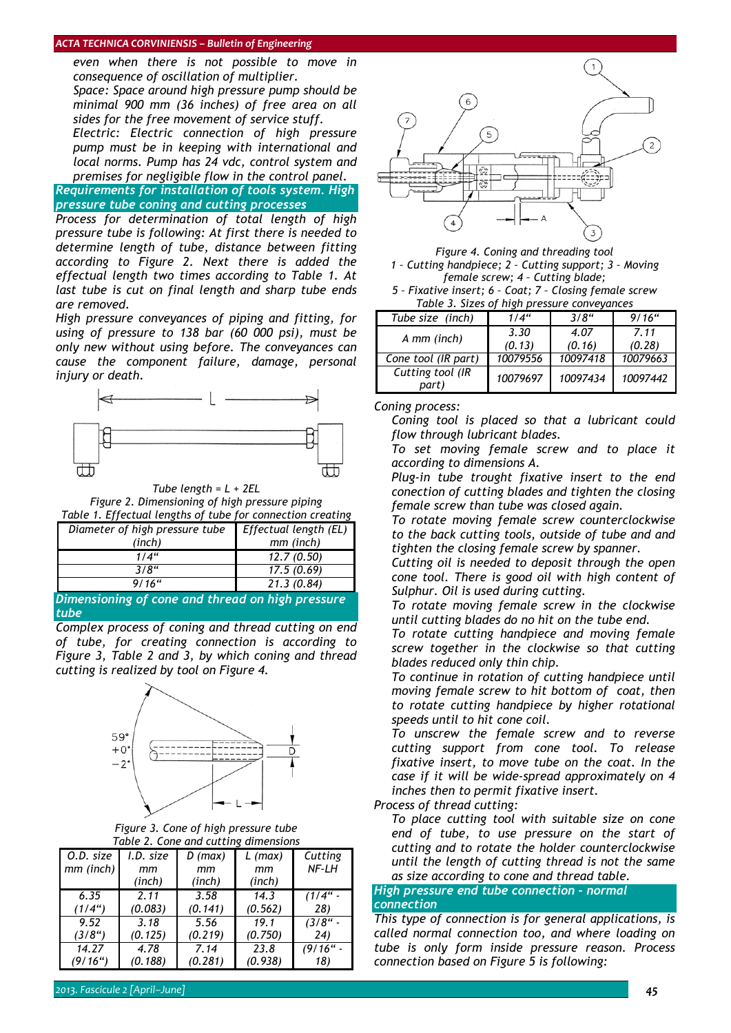even when there is not possible to move in consequence of oscillation of multiplier.

Space: Space around high pressure pump should be minimal 900 mm (36 inches) of free area on all sides for the free movement of service stuff.

Electric: Electric connection of high pressure pump must be in keeping with international and local norms. Pump has 24 vdc, control system and premises for negligible flow in the control panel.

## Requirements for installation of tools system. High pressure tube coning and cutting processes

Process for determination of total length of high pressure tube is following: At first there is needed to determine length of tube, distance between fitting according to Figure 2. Next there is added the effectual length two times according to Table 1. At last tube is cut on final length and sharp tube ends are removed.

High pressure conveyances of piping and fitting, for using of pressure to 138 bar (60 000 psi), must be only new without using before. The conveyances can cause the component failure, damage, personal injury or death.

Tube length = L + 2EL

Figure 2. Dimensioning of high pressure piping

Table 1. Effectual lengths of tube for connection creating

| Diameter of high pressure tube (inch) | Effectual length (EL) mm (inch) |
|---|---|
| 1/4" | 12.7 (0.50) |
| 3/8" | 17.5 (0.69) |
| 9/16" | 21.3 (0.84) |

## Dimensioning of cone and thread on high pressure tube

Complex process of coning and thread cutting on end of tube, for creating connection is according to Figure 3, Table 2 and 3, by which coning and thread cutting is realized by tool on Figure 4.

Figure 3. Cone of high pressure tube

Table 2. Cone and cutting dimensions

| O.D. size mm (inch) | I.D. size mm (inch) | D (max) mm (inch) | L (max) mm (inch) | Cutting NF-LH |
|---|---|---|---|---|
| 6.35 (1/4") | 2.11 (0.083) | 3.58 (0.141) | 14.3 (0.562) | (1/4" - 28) |
| 9.52 (3/8") | 3.18 (0.125) | 5.56 (0.219) | 19.1 (0.750) | (3/8" - 24) |
| 14.27 (9/16") | 4.78 (0.188) | 7.14 (0.281) | 23.8 (0.938) | (9/16" - 18) |

Figure 4. Coning and threading tool
1 - Cutting handpiece; 2 - Cutting support; 3 - Moving female screw; 4 - Cutting blade;
5 - Fixative insert; 6 - Coat; 7 - Closing female screw

Table 3. Sizes of high pressure conveyances

| Tube size (inch) | 1/4" | 3/8" | 9/16" |
|---|---|---|---|
| A mm (inch) | 3.30 (0.13) | 4.07 (0.16) | 7.11 (0.28) |
| Cone tool (IR part) | 10079556 | 10097418 | 10079663 |
| Cutting tool (IR part) | 10079697 | 10097434 | 10097442 |

Coning process:

Coning tool is placed so that a lubricant could flow through lubricant blades.

To set moving female screw and to place it according to dimensions A.

Plug-in tube trought fixative insert to the end conection of cutting blades and tighten the closing female screw than tube was closed again.

To rotate moving female screw counterclockwise to the back cutting tools, outside of tube and and tighten the closing female screw by spanner.

Cutting oil is needed to deposit through the open cone tool. There is good oil with high content of Sulphur. Oil is used during cutting.

To rotate moving female screw in the clockwise until cutting blades do no hit on the tube end.

To rotate cutting handpiece and moving female screw together in the clockwise so that cutting blades reduced only thin chip.

To continue in rotation of cutting handpiece until moving female screw to hit bottom of coat, then to rotate cutting handpiece by higher rotational speeds until to hit cone coil.

To unscrew the female screw and to reverse cutting support from cone tool. To release fixative insert, to move tube on the coat. In the case if it will be wide-spread approximately on 4 inches then to permit fixative insert.

Process of thread cutting:

To place cutting tool with suitable size on cone end of tube, to use pressure on the start of cutting and to rotate the holder counterclockwise until the length of cutting thread is not the same as size according to cone and thread table.

## High pressure end tube connection - normal connection

This type of connection is for general applications, is called normal connection too, and where loading on tube is only form inside pressure reason. Process connection based on Figure 5 is following: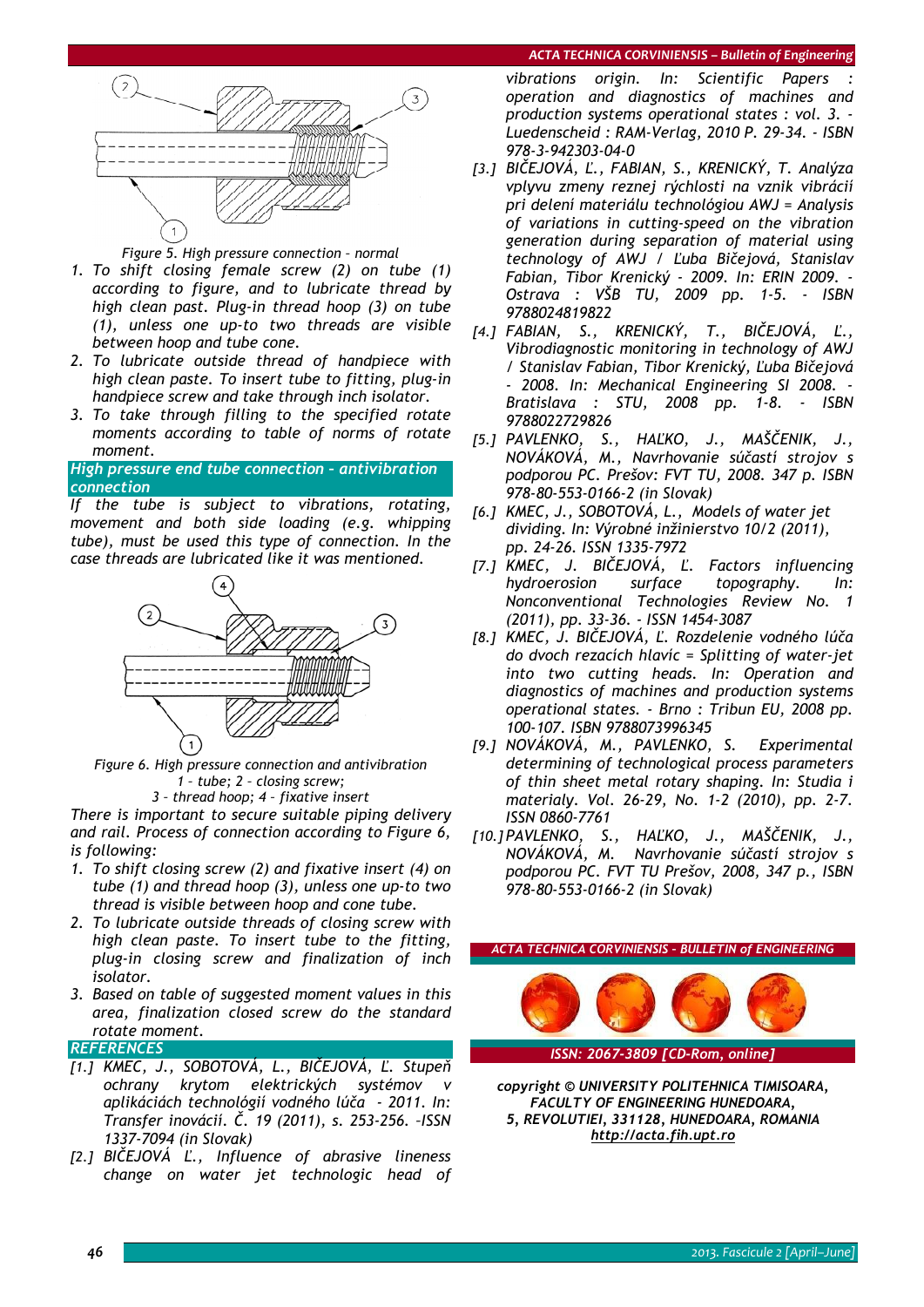Figure 5. High pressure connection – normal

1. To shift closing female screw (2) on tube (1) according to figure, and to lubricate thread by high clean past. Plug-in thread hoop (3) on tube (1), unless one up-to two threads are visible between hoop and tube cone.
2. To lubricate outside thread of handpiece with high clean paste. To insert tube to fitting, plug-in handpiece screw and take through inch isolator.
3. To take through filling to the specified rotate moments according to table of norms of rotate moment.

## High pressure end tube connection – antivibration connection

If the tube is subject to vibrations, rotating, movement and both side loading (e.g. whipping tube), must be used this type of connection. In the case threads are lubricated like it was mentioned.

Figure 6. High pressure connection and antivibration
1 – tube; 2 – closing screw;
3 – thread hoop; 4 – fixative insert

There is important to secure suitable piping delivery and rail. Process of connection according to Figure 6, is following:

1. To shift closing screw (2) and fixative insert (4) on tube (1) and thread hoop (3), unless one up-to two thread is visible between hoop and cone tube.
2. To lubricate outside threads of closing screw with high clean paste. To insert tube to the fitting, plug-in closing screw and finalization of inch isolator.
3. Based on table of suggested moment values in this area, finalization closed screw do the standard rotate moment.

## REFERENCES

[1.] KMEC, J., SOBOTOVÁ, L., BIČEJOVÁ, Ľ. Stupeň ochrany krytom elektrických systémov v aplikáciách technológií vodného lúča - 2011. In: Transfer inovácií. Č. 19 (2011), s. 253-256. –ISSN 1337-7094 (in Slovak)

[2.] BIČEJOVÁ Ľ., Influence of abrasive lineness change on water jet technologic head of vibrations origin. In: Scientific Papers : operation and diagnostics of machines and production systems operational states : vol. 3. - Luedenscheid : RAM-Verlag, 2010 P. 29-34. - ISBN 978-3-942303-04-0

[3.] BIČEJOVÁ, Ľ., FABIAN, S., KRENICKÝ, T. Analýza vplyvu zmeny reznej rýchlosti na vznik vibrácií pri delení materiálu technológiou AWJ = Analysis of variations in cutting-speed on the vibration generation during separation of material using technology of AWJ / Ľuba Bičejová, Stanislav Fabian, Tibor Krenický - 2009. In: ERIN 2009. - Ostrava : VŠB TU, 2009 pp. 1-5. - ISBN 9788024819822

[4.] FABIAN, S., KRENICKÝ, T., BIČEJOVÁ, Ľ., Vibrodiagnostic monitoring in technology of AWJ / Stanislav Fabian, Tibor Krenický, Ľuba Bičejová - 2008. In: Mechanical Engineering SI 2008. - Bratislava : STU, 2008 pp. 1-8. - ISBN 9788022729826

[5.] PAVLENKO, S., HAĽKO, J., MAŠČENIK, J., NOVÁKOVÁ, M., Navrhovanie súčastí strojov s podporou PC. Prešov: FVT TU, 2008. 347 p. ISBN 978-80-553-0166-2 (in Slovak)

[6.] KMEC, J., SOBOTOVÁ, L., Models of water jet dividing. In: Výrobné inžinierstvo 10/2 (2011), pp. 24-26. ISSN 1335-7972

[7.] KMEC, J. BIČEJOVÁ, Ľ. Factors influencing hydroerosion surface topography. In: Nonconventional Technologies Review No. 1 (2011), pp. 33-36. - ISSN 1454-3087

[8.] KMEC, J. BIČEJOVÁ, Ľ. Rozdelenie vodného lúča do dvoch rezacích hlavíc = Splitting of water-jet into two cutting heads. In: Operation and diagnostics of machines and production systems operational states. - Brno : Tribun EU, 2008 pp. 100-107. ISBN 9788073996345

[9.] NOVÁKOVÁ, M., PAVLENKO, S. Experimental determining of technological process parameters of thin sheet metal rotary shaping. In: Studia i materialy. Vol. 26-29, No. 1-2 (2010), pp. 2-7. ISSN 0860-7761

[10.] PAVLENKO, S., HAĽKO, J., MAŠČENIK, J., NOVÁKOVÁ, M. Navrhovanie súčastí strojov s podporou PC. FVT TU Prešov, 2008, 347 p., ISBN 978-80-553-0166-2 (in Slovak)

ACTA TECHNICA CORVINIENSIS - BULLETIN of ENGINEERING

ISSN: 2067-3809 [CD-Rom, online]

copyright © UNIVERSITY POLITEHNICA TIMISOARA,
FACULTY OF ENGINEERING HUNEDOARA,
5, REVOLUTIEI, 331128, HUNEDOARA, ROMANIA
http://acta.fih.upt.ro